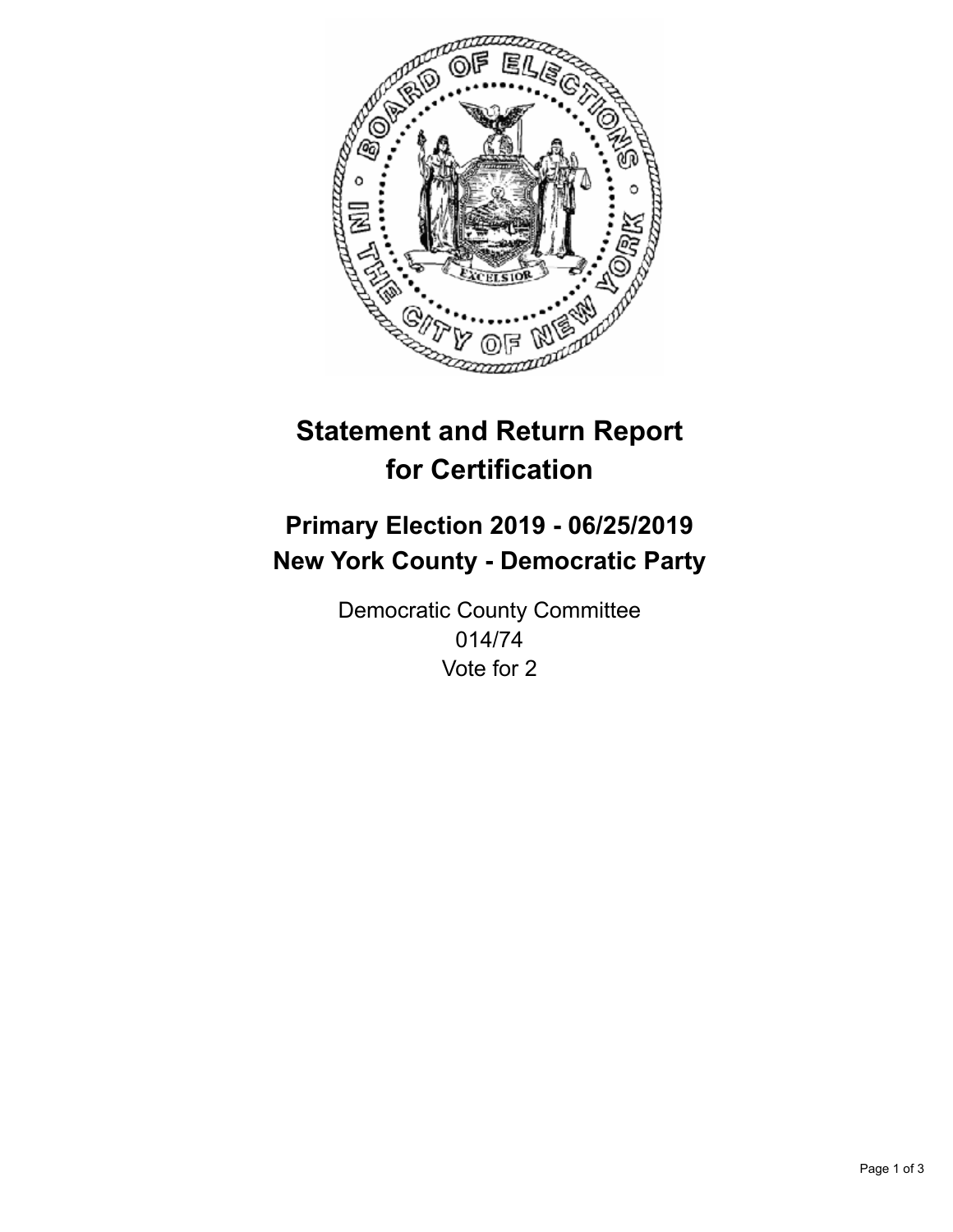# Statement and Return Report for Certification

## Primary Election 2019 - 06/25/2019
## New York County - Democratic Party

Democratic County Committee
014/74
Vote for 2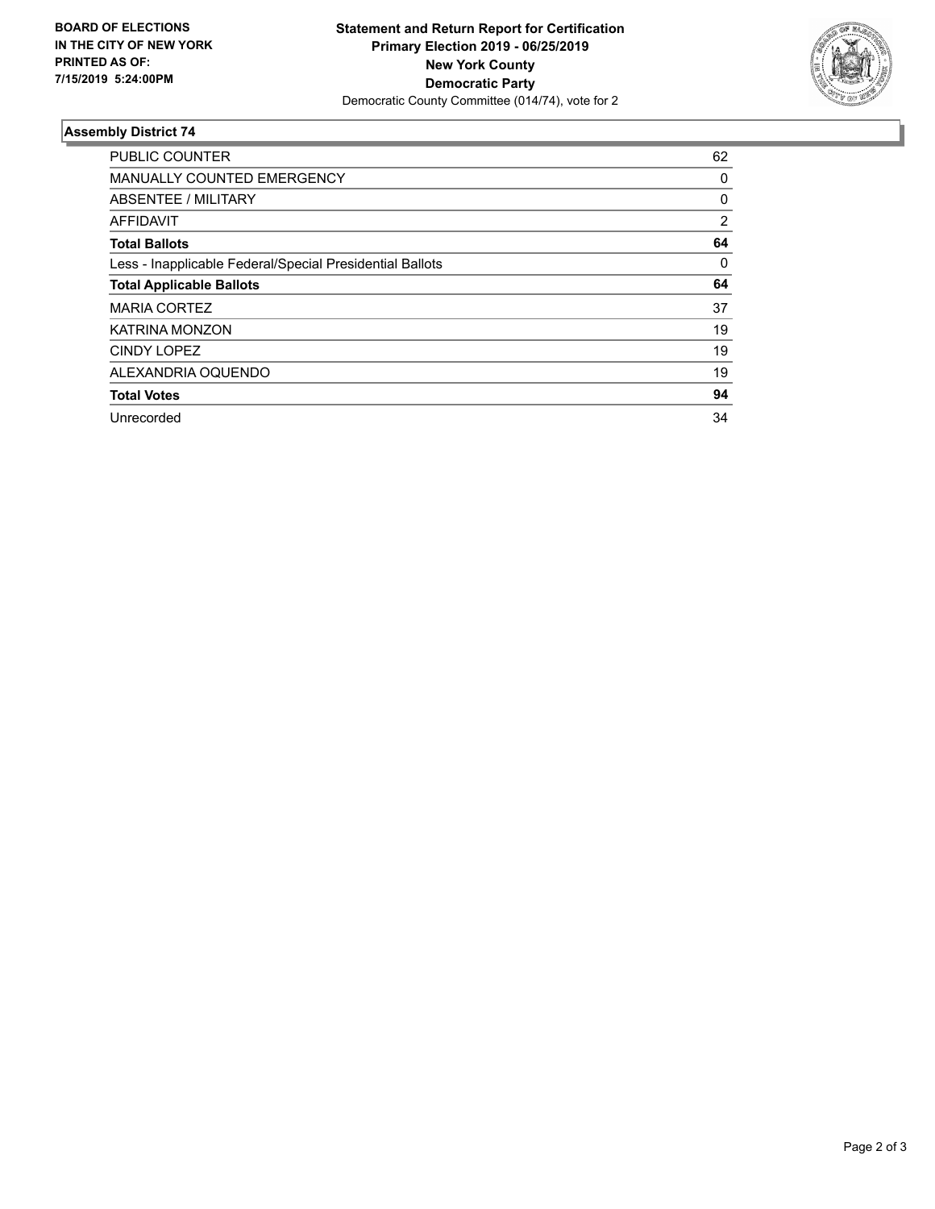**BOARD OF ELECTIONS IN THE CITY OF NEW YORK PRINTED AS OF: 7/15/2019 5:24:00PM**

**Statement and Return Report for Certification**
**Primary Election 2019 - 06/25/2019**
**New York County**
**Democratic Party**
Democratic County Committee (014/74), vote for 2

### Assembly District 74

| | |
|---|---|
| PUBLIC COUNTER | 62 |
| MANUALLY COUNTED EMERGENCY | 0 |
| ABSENTEE / MILITARY | 0 |
| AFFIDAVIT | 2 |
| **Total Ballots** | **64** |
| Less - Inapplicable Federal/Special Presidential Ballots | 0 |
| **Total Applicable Ballots** | **64** |
| MARIA CORTEZ | 37 |
| KATRINA MONZON | 19 |
| CINDY LOPEZ | 19 |
| ALEXANDRIA OQUENDO | 19 |
| **Total Votes** | **94** |
| Unrecorded | 34 |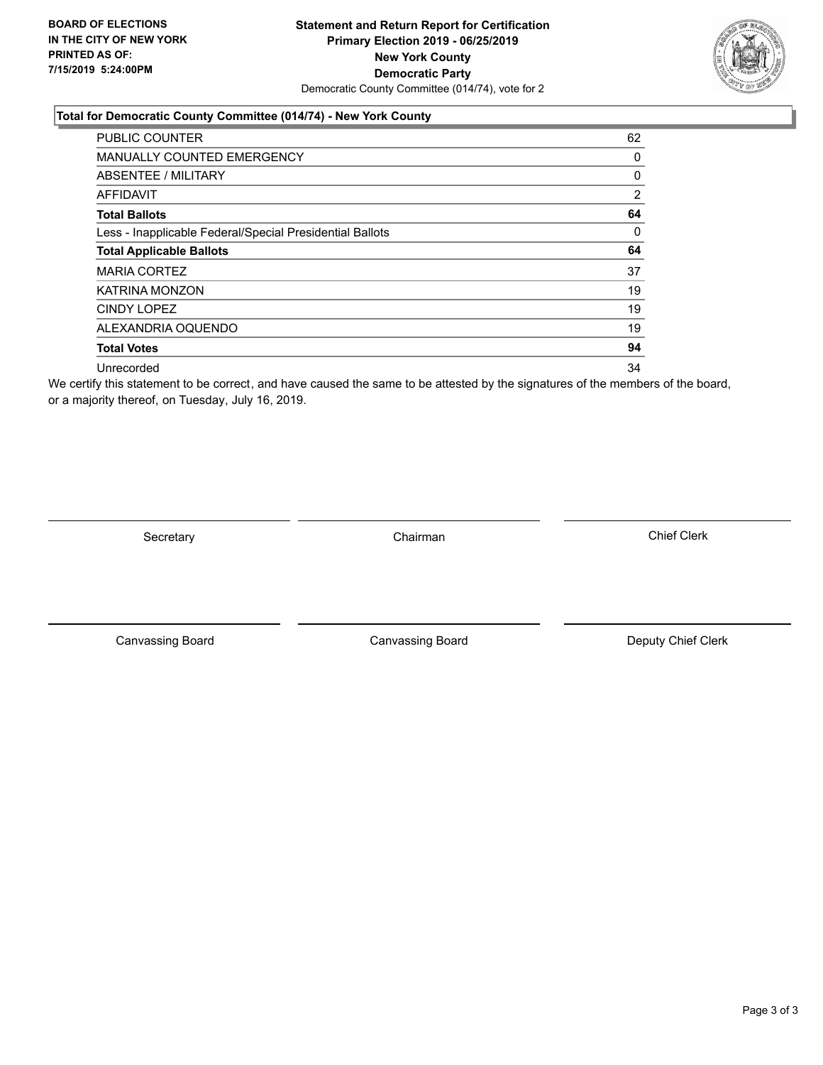**BOARD OF ELECTIONS IN THE CITY OF NEW YORK PRINTED AS OF: 7/15/2019 5:24:00PM**

**Statement and Return Report for Certification Primary Election 2019 - 06/25/2019 New York County Democratic Party**
Democratic County Committee (014/74), vote for 2

### Total for Democratic County Committee (014/74) - New York County

| | |
|---|---|
| PUBLIC COUNTER | 62 |
| MANUALLY COUNTED EMERGENCY | 0 |
| ABSENTEE / MILITARY | 0 |
| AFFIDAVIT | 2 |
| **Total Ballots** | **64** |
| Less - Inapplicable Federal/Special Presidential Ballots | 0 |
| **Total Applicable Ballots** | **64** |
| MARIA CORTEZ | 37 |
| KATRINA MONZON | 19 |
| CINDY LOPEZ | 19 |
| ALEXANDRIA OQUENDO | 19 |
| **Total Votes** | **94** |
| Unrecorded | 34 |

We certify this statement to be correct, and have caused the same to be attested by the signatures of the members of the board, or a majority thereof, on Tuesday, July 16, 2019.

Secretary

Chairman

Chief Clerk

Canvassing Board

Canvassing Board

Deputy Chief Clerk